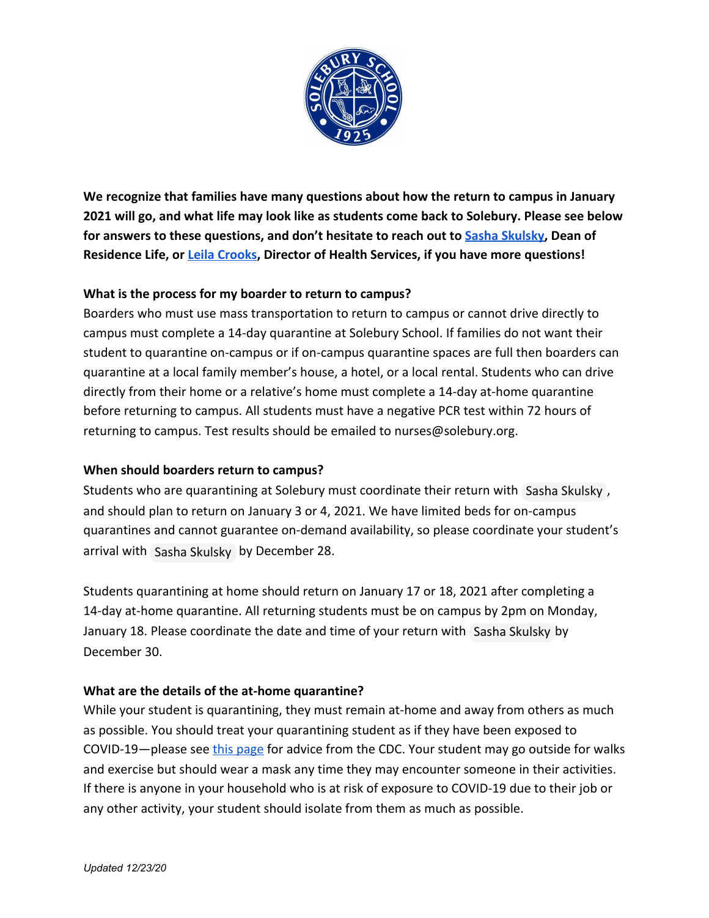**We recognize that families have many questions about how the return to campus in January 2021 will go, and what life may look like as students come back to Solebury. Please see below for answers to these questions, and don't hesitate to reach out to [Sasha Skulsky](), Dean of Residence Life, or [Leila Crooks](), Director of Health Services, if you have more questions!**

**What is the process for my boarder to return to campus?**

Boarders who must use mass transportation to return to campus or cannot drive directly to campus must complete a 14-day quarantine at Solebury School. If families do not want their student to quarantine on-campus or if on-campus quarantine spaces are full then boarders can quarantine at a local family member's house, a hotel, or a local rental. Students who can drive directly from their home or a relative's home must complete a 14-day at-home quarantine before returning to campus. All students must have a negative PCR test within 72 hours of returning to campus. Test results should be emailed to nurses@solebury.org.

**When should boarders return to campus?**

Students who are quarantining at Solebury must coordinate their return with Sasha Skulsky, and should plan to return on January 3 or 4, 2021. We have limited beds for on-campus quarantines and cannot guarantee on-demand availability, so please coordinate your student's arrival with Sasha Skulsky by December 28.

Students quarantining at home should return on January 17 or 18, 2021 after completing a 14-day at-home quarantine. All returning students must be on campus by 2pm on Monday, January 18. Please coordinate the date and time of your return with Sasha Skulsky by December 30.

**What are the details of the at-home quarantine?**

While your student is quarantining, they must remain at-home and away from others as much as possible. You should treat your quarantining student as if they have been exposed to COVID-19—please see [this page]() for advice from the CDC. Your student may go outside for walks and exercise but should wear a mask any time they may encounter someone in their activities. If there is anyone in your household who is at risk of exposure to COVID-19 due to their job or any other activity, your student should isolate from them as much as possible.

*Updated 12/23/20*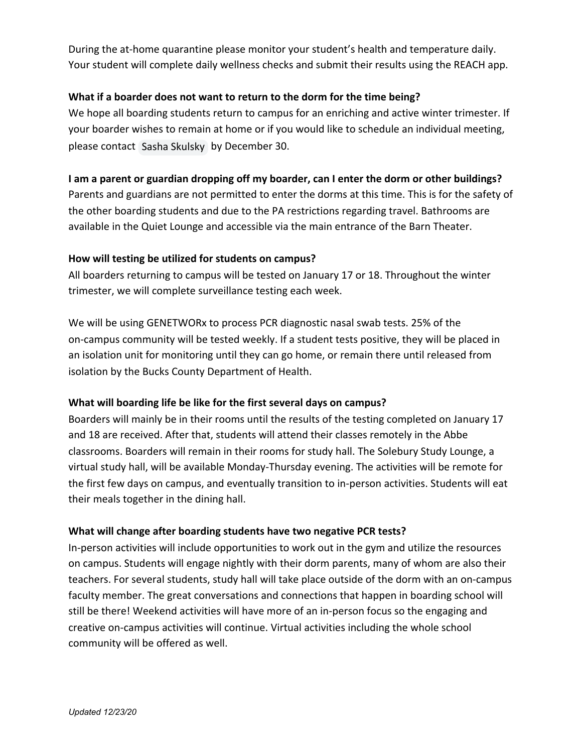During the at-home quarantine please monitor your student's health and temperature daily. Your student will complete daily wellness checks and submit their results using the REACH app.

**What if a boarder does not want to return to the dorm for the time being?**

We hope all boarding students return to campus for an enriching and active winter trimester. If your boarder wishes to remain at home or if you would like to schedule an individual meeting, please contact Sasha Skulsky by December 30.

**I am a parent or guardian dropping off my boarder, can I enter the dorm or other buildings?**

Parents and guardians are not permitted to enter the dorms at this time. This is for the safety of the other boarding students and due to the PA restrictions regarding travel. Bathrooms are available in the Quiet Lounge and accessible via the main entrance of the Barn Theater.

**How will testing be utilized for students on campus?**

All boarders returning to campus will be tested on January 17 or 18. Throughout the winter trimester, we will complete surveillance testing each week.

We will be using GENETWORx to process PCR diagnostic nasal swab tests. 25% of the on-campus community will be tested weekly. If a student tests positive, they will be placed in an isolation unit for monitoring until they can go home, or remain there until released from isolation by the Bucks County Department of Health.

**What will boarding life be like for the first several days on campus?**

Boarders will mainly be in their rooms until the results of the testing completed on January 17 and 18 are received. After that, students will attend their classes remotely in the Abbe classrooms. Boarders will remain in their rooms for study hall. The Solebury Study Lounge, a virtual study hall, will be available Monday-Thursday evening. The activities will be remote for the first few days on campus, and eventually transition to in-person activities. Students will eat their meals together in the dining hall.

**What will change after boarding students have two negative PCR tests?**

In-person activities will include opportunities to work out in the gym and utilize the resources on campus. Students will engage nightly with their dorm parents, many of whom are also their teachers. For several students, study hall will take place outside of the dorm with an on-campus faculty member. The great conversations and connections that happen in boarding school will still be there! Weekend activities will have more of an in-person focus so the engaging and creative on-campus activities will continue. Virtual activities including the whole school community will be offered as well.

*Updated 12/23/20*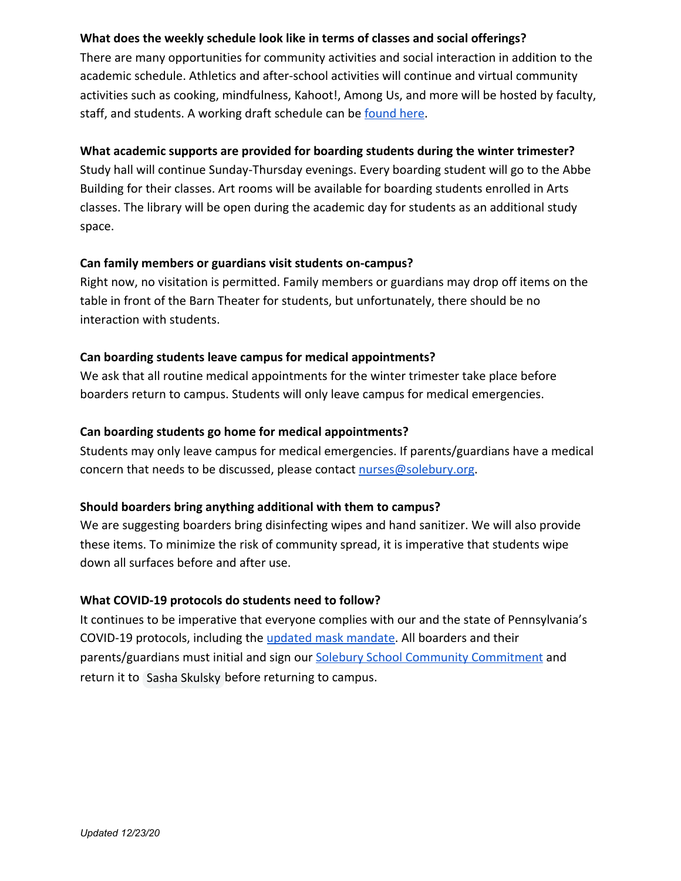**What does the weekly schedule look like in terms of classes and social offerings?**

There are many opportunities for community activities and social interaction in addition to the academic schedule. Athletics and after-school activities will continue and virtual community activities such as cooking, mindfulness, Kahoot!, Among Us, and more will be hosted by faculty, staff, and students. A working draft schedule can be found here.

**What academic supports are provided for boarding students during the winter trimester?**

Study hall will continue Sunday-Thursday evenings. Every boarding student will go to the Abbe Building for their classes. Art rooms will be available for boarding students enrolled in Arts classes. The library will be open during the academic day for students as an additional study space.

**Can family members or guardians visit students on-campus?**

Right now, no visitation is permitted. Family members or guardians may drop off items on the table in front of the Barn Theater for students, but unfortunately, there should be no interaction with students.

**Can boarding students leave campus for medical appointments?**

We ask that all routine medical appointments for the winter trimester take place before boarders return to campus. Students will only leave campus for medical emergencies.

**Can boarding students go home for medical appointments?**

Students may only leave campus for medical emergencies. If parents/guardians have a medical concern that needs to be discussed, please contact nurses@solebury.org.

**Should boarders bring anything additional with them to campus?**

We are suggesting boarders bring disinfecting wipes and hand sanitizer. We will also provide these items. To minimize the risk of community spread, it is imperative that students wipe down all surfaces before and after use.

**What COVID-19 protocols do students need to follow?**

It continues to be imperative that everyone complies with our and the state of Pennsylvania's COVID-19 protocols, including the updated mask mandate. All boarders and their parents/guardians must initial and sign our Solebury School Community Commitment and return it to Sasha Skulsky before returning to campus.

*Updated 12/23/20*